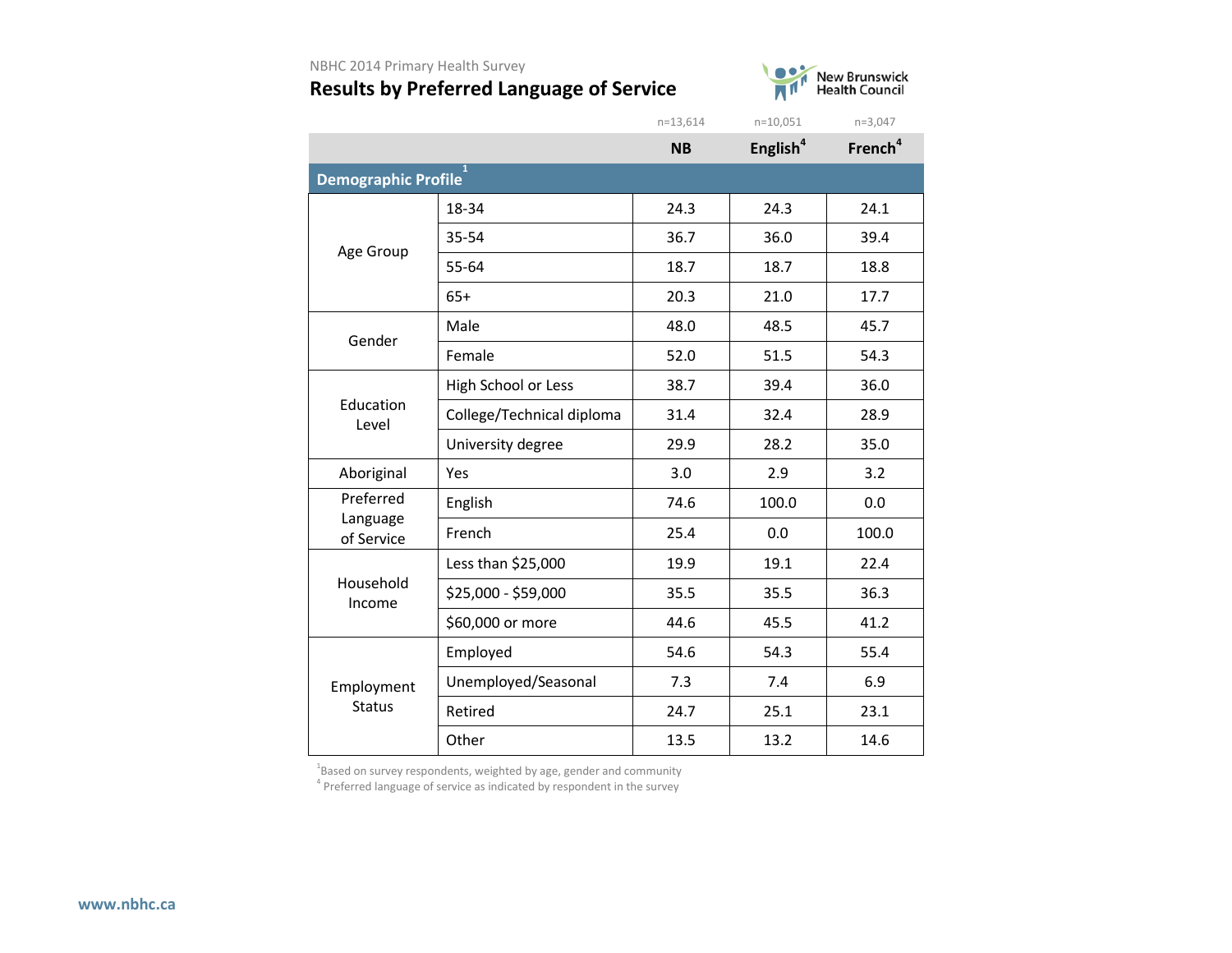NBHC 2014 Primary Health Survey

# Results by Preferred Language of Service

| | | NB (n=13,614) | English[4] (n=10,051) | French[4] (n=3,047) |
|---|---|---|---|---|
| **Demographic Profile[1]** | | | | |
| Age Group | 18-34 | 24.3 | 24.3 | 24.1 |
| | 35-54 | 36.7 | 36.0 | 39.4 |
| | 55-64 | 18.7 | 18.7 | 18.8 |
| | 65+ | 20.3 | 21.0 | 17.7 |
| Gender | Male | 48.0 | 48.5 | 45.7 |
| | Female | 52.0 | 51.5 | 54.3 |
| Education Level | High School or Less | 38.7 | 39.4 | 36.0 |
| | College/Technical diploma | 31.4 | 32.4 | 28.9 |
| | University degree | 29.9 | 28.2 | 35.0 |
| Aboriginal | Yes | 3.0 | 2.9 | 3.2 |
| Preferred Language of Service | English | 74.6 | 100.0 | 0.0 |
| | French | 25.4 | 0.0 | 100.0 |
| Household Income | Less than $25,000 | 19.9 | 19.1 | 22.4 |
| | $25,000 - $59,000 | 35.5 | 35.5 | 36.3 |
| | $60,000 or more | 44.6 | 45.5 | 41.2 |
| Employment Status | Employed | 54.6 | 54.3 | 55.4 |
| | Unemployed/Seasonal | 7.3 | 7.4 | 6.9 |
| | Retired | 24.7 | 25.1 | 23.1 |
| | Other | 13.5 | 13.2 | 14.6 |

[1]Based on survey respondents, weighted by age, gender and community
[4] Preferred language of service as indicated by respondent in the survey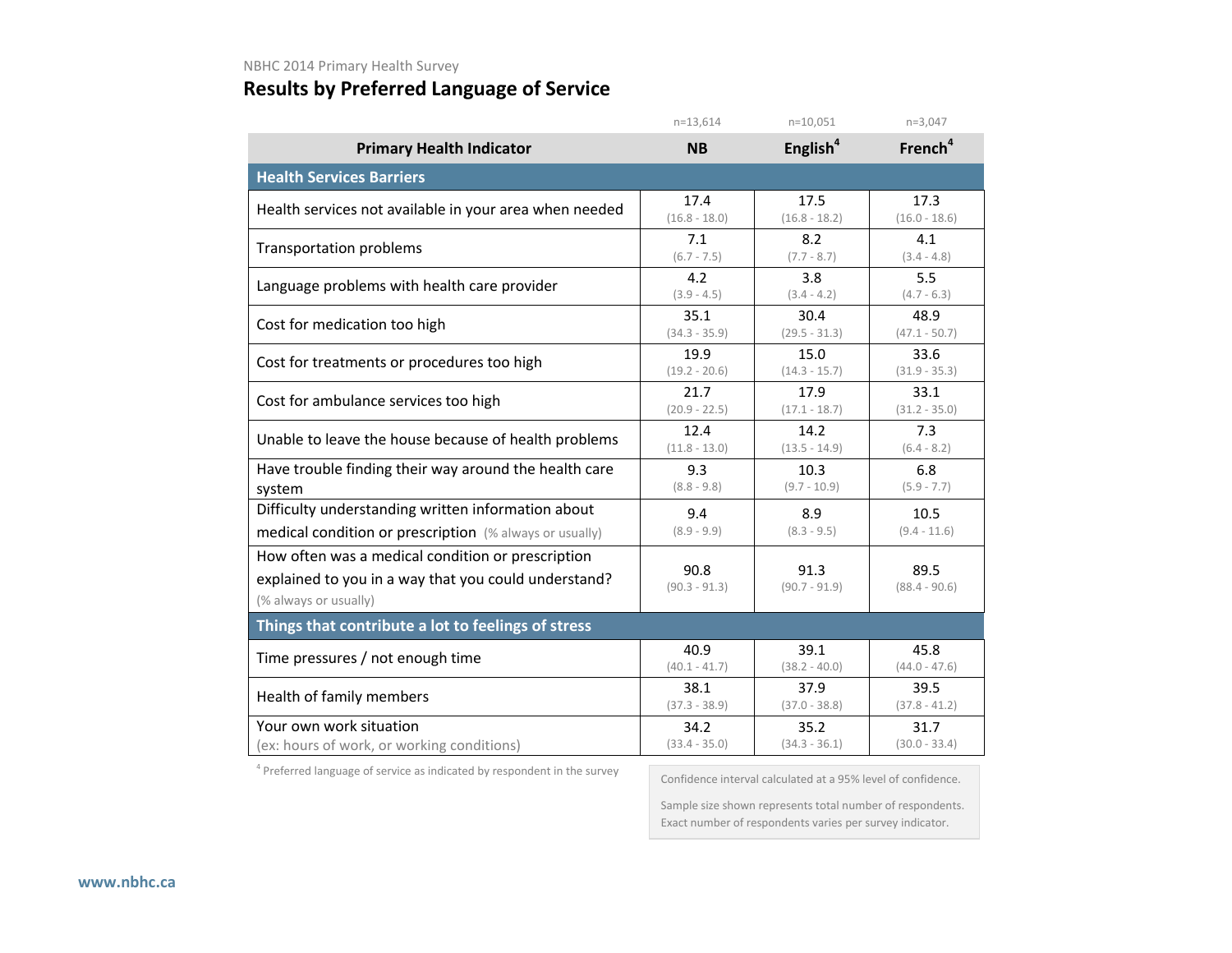NBHC 2014 Primary Health Survey

# Results by Preferred Language of Service

| Primary Health Indicator | NB (n=13,614) | English[4] (n=10,051) | French[4] (n=3,047) |
|---|---|---|---|
| **Health Services Barriers** | | | |
| Health services not available in your area when needed | 17.4 (16.8 - 18.0) | 17.5 (16.8 - 18.2) | 17.3 (16.0 - 18.6) |
| Transportation problems | 7.1 (6.7 - 7.5) | 8.2 (7.7 - 8.7) | 4.1 (3.4 - 4.8) |
| Language problems with health care provider | 4.2 (3.9 - 4.5) | 3.8 (3.4 - 4.2) | 5.5 (4.7 - 6.3) |
| Cost for medication too high | 35.1 (34.3 - 35.9) | 30.4 (29.5 - 31.3) | 48.9 (47.1 - 50.7) |
| Cost for treatments or procedures too high | 19.9 (19.2 - 20.6) | 15.0 (14.3 - 15.7) | 33.6 (31.9 - 35.3) |
| Cost for ambulance services too high | 21.7 (20.9 - 22.5) | 17.9 (17.1 - 18.7) | 33.1 (31.2 - 35.0) |
| Unable to leave the house because of health problems | 12.4 (11.8 - 13.0) | 14.2 (13.5 - 14.9) | 7.3 (6.4 - 8.2) |
| Have trouble finding their way around the health care system | 9.3 (8.8 - 9.8) | 10.3 (9.7 - 10.9) | 6.8 (5.9 - 7.7) |
| Difficulty understanding written information about medical condition or prescription (% always or usually) | 9.4 (8.9 - 9.9) | 8.9 (8.3 - 9.5) | 10.5 (9.4 - 11.6) |
| How often was a medical condition or prescription explained to you in a way that you could understand? (% always or usually) | 90.8 (90.3 - 91.3) | 91.3 (90.7 - 91.9) | 89.5 (88.4 - 90.6) |
| **Things that contribute a lot to feelings of stress** | | | |
| Time pressures / not enough time | 40.9 (40.1 - 41.7) | 39.1 (38.2 - 40.0) | 45.8 (44.0 - 47.6) |
| Health of family members | 38.1 (37.3 - 38.9) | 37.9 (37.0 - 38.8) | 39.5 (37.8 - 41.2) |
| Your own work situation (ex: hours of work, or working conditions) | 34.2 (33.4 - 35.0) | 35.2 (34.3 - 36.1) | 31.7 (30.0 - 33.4) |

[4] Preferred language of service as indicated by respondent in the survey

Confidence interval calculated at a 95% level of confidence.

Sample size shown represents total number of respondents. Exact number of respondents varies per survey indicator.

www.nbhc.ca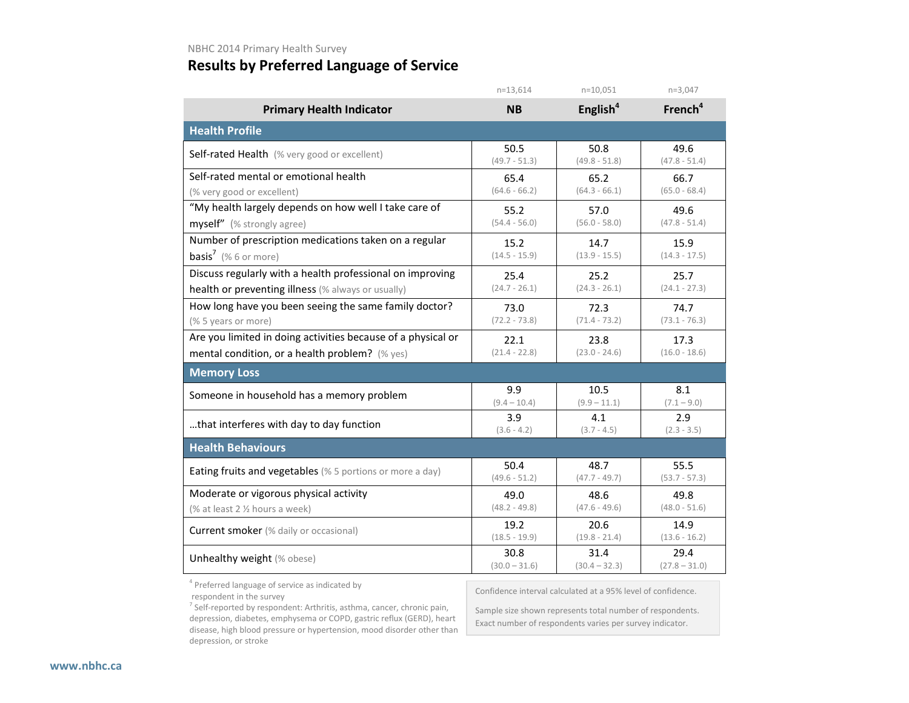NBHC 2014 Primary Health Survey

# Results by Preferred Language of Service

| Primary Health Indicator | NB (n=13,614) | English[4] (n=10,051) | French[4] (n=3,047) |
|---|---|---|---|
| **Health Profile** | | | |
| Self-rated Health (% very good or excellent) | 50.5 (49.7 - 51.3) | 50.8 (49.8 - 51.8) | 49.6 (47.8 - 51.4) |
| Self-rated mental or emotional health (% very good or excellent) | 65.4 (64.6 - 66.2) | 65.2 (64.3 - 66.1) | 66.7 (65.0 - 68.4) |
| "My health largely depends on how well I take care of myself" (% strongly agree) | 55.2 (54.4 - 56.0) | 57.0 (56.0 - 58.0) | 49.6 (47.8 - 51.4) |
| Number of prescription medications taken on a regular basis[7] (% 6 or more) | 15.2 (14.5 - 15.9) | 14.7 (13.9 - 15.5) | 15.9 (14.3 - 17.5) |
| Discuss regularly with a health professional on improving health or preventing illness (% always or usually) | 25.4 (24.7 - 26.1) | 25.2 (24.3 - 26.1) | 25.7 (24.1 - 27.3) |
| How long have you been seeing the same family doctor? (% 5 years or more) | 73.0 (72.2 - 73.8) | 72.3 (71.4 - 73.2) | 74.7 (73.1 - 76.3) |
| Are you limited in doing activities because of a physical or mental condition, or a health problem? (% yes) | 22.1 (21.4 - 22.8) | 23.8 (23.0 - 24.6) | 17.3 (16.0 - 18.6) |
| **Memory Loss** | | | |
| Someone in household has a memory problem | 9.9 (9.4 – 10.4) | 10.5 (9.9 – 11.1) | 8.1 (7.1 – 9.0) |
| …that interferes with day to day function | 3.9 (3.6 - 4.2) | 4.1 (3.7 - 4.5) | 2.9 (2.3 - 3.5) |
| **Health Behaviours** | | | |
| Eating fruits and vegetables (% 5 portions or more a day) | 50.4 (49.6 - 51.2) | 48.7 (47.7 - 49.7) | 55.5 (53.7 - 57.3) |
| Moderate or vigorous physical activity (% at least 2 ½ hours a week) | 49.0 (48.2 - 49.8) | 48.6 (47.6 - 49.6) | 49.8 (48.0 - 51.6) |
| Current smoker (% daily or occasional) | 19.2 (18.5 - 19.9) | 20.6 (19.8 - 21.4) | 14.9 (13.6 - 16.2) |
| Unhealthy weight (% obese) | 30.8 (30.0 – 31.6) | 31.4 (30.4 – 32.3) | 29.4 (27.8 – 31.0) |

[4] Preferred language of service as indicated by respondent in the survey

[7] Self-reported by respondent: Arthritis, asthma, cancer, chronic pain, depression, diabetes, emphysema or COPD, gastric reflux (GERD), heart disease, high blood pressure or hypertension, mood disorder other than depression, or stroke

Confidence interval calculated at a 95% level of confidence.

Sample size shown represents total number of respondents. Exact number of respondents varies per survey indicator.

www.nbhc.ca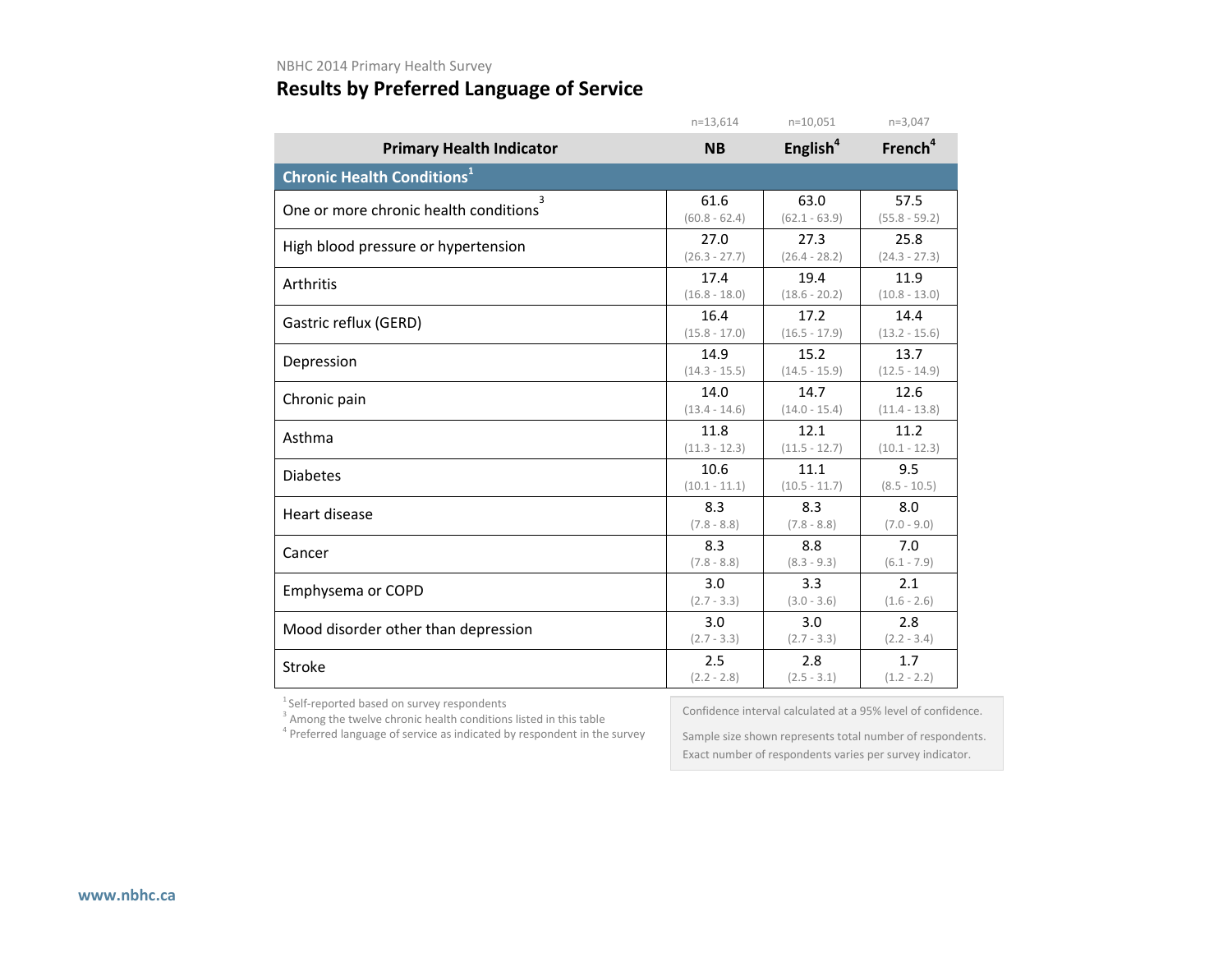NBHC 2014 Primary Health Survey

## Results by Preferred Language of Service

| Primary Health Indicator | NB<br>n=13,614 | English[4]<br>n=10,051 | French[4]<br>n=3,047 |
|---|---|---|---|
| **Chronic Health Conditions[1]** | | | |
| One or more chronic health conditions[3] | 61.6<br>(60.8 - 62.4) | 63.0<br>(62.1 - 63.9) | 57.5<br>(55.8 - 59.2) |
| High blood pressure or hypertension | 27.0<br>(26.3 - 27.7) | 27.3<br>(26.4 - 28.2) | 25.8<br>(24.3 - 27.3) |
| Arthritis | 17.4<br>(16.8 - 18.0) | 19.4<br>(18.6 - 20.2) | 11.9<br>(10.8 - 13.0) |
| Gastric reflux (GERD) | 16.4<br>(15.8 - 17.0) | 17.2<br>(16.5 - 17.9) | 14.4<br>(13.2 - 15.6) |
| Depression | 14.9<br>(14.3 - 15.5) | 15.2<br>(14.5 - 15.9) | 13.7<br>(12.5 - 14.9) |
| Chronic pain | 14.0<br>(13.4 - 14.6) | 14.7<br>(14.0 - 15.4) | 12.6<br>(11.4 - 13.8) |
| Asthma | 11.8<br>(11.3 - 12.3) | 12.1<br>(11.5 - 12.7) | 11.2<br>(10.1 - 12.3) |
| Diabetes | 10.6<br>(10.1 - 11.1) | 11.1<br>(10.5 - 11.7) | 9.5<br>(8.5 - 10.5) |
| Heart disease | 8.3<br>(7.8 - 8.8) | 8.3<br>(7.8 - 8.8) | 8.0<br>(7.0 - 9.0) |
| Cancer | 8.3<br>(7.8 - 8.8) | 8.8<br>(8.3 - 9.3) | 7.0<br>(6.1 - 7.9) |
| Emphysema or COPD | 3.0<br>(2.7 - 3.3) | 3.3<br>(3.0 - 3.6) | 2.1<br>(1.6 - 2.6) |
| Mood disorder other than depression | 3.0<br>(2.7 - 3.3) | 3.0<br>(2.7 - 3.3) | 2.8<br>(2.2 - 3.4) |
| Stroke | 2.5<br>(2.2 - 2.8) | 2.8<br>(2.5 - 3.1) | 1.7<br>(1.2 - 2.2) |

[1] Self-reported based on survey respondents
[3] Among the twelve chronic health conditions listed in this table
[4] Preferred language of service as indicated by respondent in the survey

Confidence interval calculated at a 95% level of confidence.

Sample size shown represents total number of respondents. Exact number of respondents varies per survey indicator.

www.nbhc.ca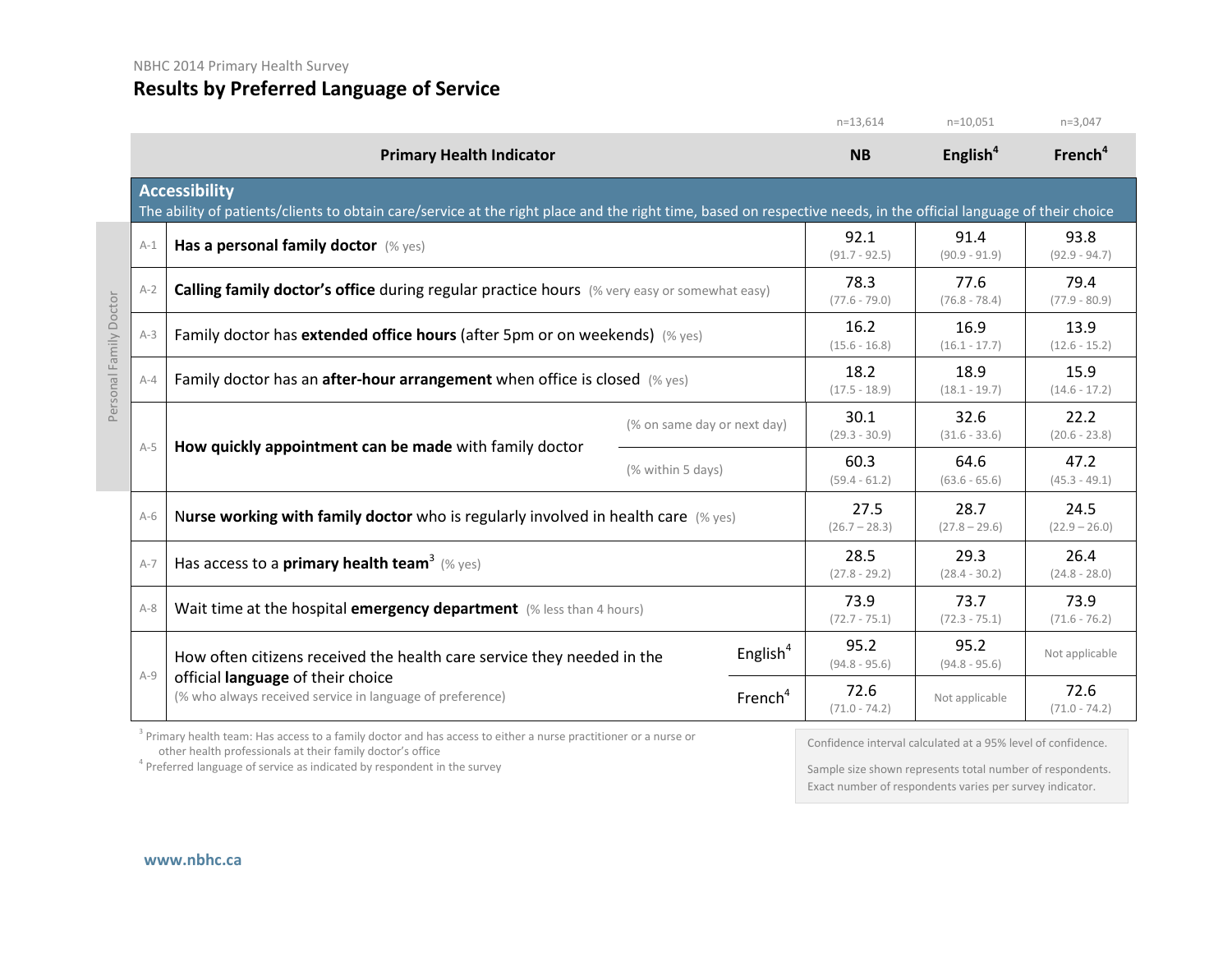NBHC 2014 Primary Health Survey

## Results by Preferred Language of Service

| | Primary Health Indicator | | NB (n=13,614) | English[4] (n=10,051) | French[4] (n=3,047) |
|---|---|---|---|---|---|
| | **Accessibility** – The ability of patients/clients to obtain care/service at the right place and the right time, based on respective needs, in the official language of their choice | | | | |
| A-1 | **Has a personal family doctor** (% yes) | | 92.1 (91.7 - 92.5) | 91.4 (90.9 - 91.9) | 93.8 (92.9 - 94.7) |
| A-2 | **Calling family doctor's office** during regular practice hours (% very easy or somewhat easy) | | 78.3 (77.6 - 79.0) | 77.6 (76.8 - 78.4) | 79.4 (77.9 - 80.9) |
| A-3 | Family doctor has **extended office hours** (after 5pm or on weekends) (% yes) | | 16.2 (15.6 - 16.8) | 16.9 (16.1 - 17.7) | 13.9 (12.6 - 15.2) |
| A-4 | Family doctor has an **after-hour arrangement** when office is closed (% yes) | | 18.2 (17.5 - 18.9) | 18.9 (18.1 - 19.7) | 15.9 (14.6 - 17.2) |
| A-5 | **How quickly appointment can be made** with family doctor | (% on same day or next day) | 30.1 (29.3 - 30.9) | 32.6 (31.6 - 33.6) | 22.2 (20.6 - 23.8) |
| | | (% within 5 days) | 60.3 (59.4 - 61.2) | 64.6 (63.6 - 65.6) | 47.2 (45.3 - 49.1) |
| A-6 | N**urse working with family doctor** who is regularly involved in health care (% yes) | | 27.5 (26.7 – 28.3) | 28.7 (27.8 – 29.6) | 24.5 (22.9 – 26.0) |
| A-7 | Has access to a **primary health team**[3] (% yes) | | 28.5 (27.8 - 29.2) | 29.3 (28.4 - 30.2) | 26.4 (24.8 - 28.0) |
| A-8 | Wait time at the hospital **emergency department** (% less than 4 hours) | | 73.9 (72.7 - 75.1) | 73.7 (72.3 - 75.1) | 73.9 (71.6 - 76.2) |
| A-9 | How often citizens received the health care service they needed in the official **language** of their choice (% who always received service in language of preference) | English[4] | 95.2 (94.8 - 95.6) | 95.2 (94.8 - 95.6) | Not applicable |
| | | French[4] | 72.6 (71.0 - 74.2) | Not applicable | 72.6 (71.0 - 74.2) |

Rows A-1 to A-5: Personal Family Doctor

[3] Primary health team: Has access to a family doctor and has access to either a nurse practitioner or a nurse or other health professionals at their family doctor's office

[4] Preferred language of service as indicated by respondent in the survey

Confidence interval calculated at a 95% level of confidence.

Sample size shown represents total number of respondents. Exact number of respondents varies per survey indicator.

www.nbhc.ca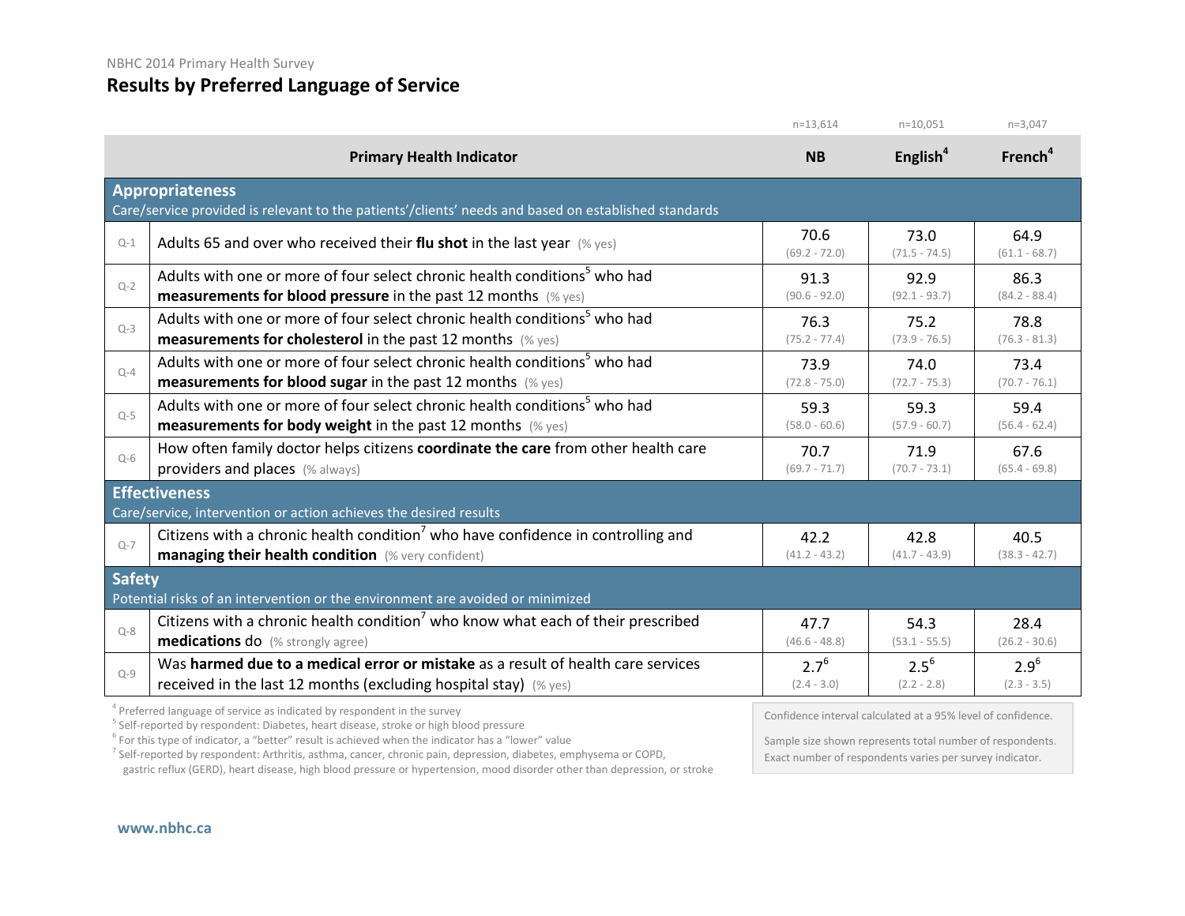NBHC 2014 Primary Health Survey

# Results by Preferred Language of Service

| | Primary Health Indicator | NB (n=13,614) | English[4] (n=10,051) | French[4] (n=3,047) |
|---|---|---|---|---|
| **Appropriateness** | Care/service provided is relevant to the patients'/clients' needs and based on established standards | | | |
| Q-1 | Adults 65 and over who received their **flu shot** in the last year (% yes) | 70.6 (69.2 - 72.0) | 73.0 (71.5 - 74.5) | 64.9 (61.1 - 68.7) |
| Q-2 | Adults with one or more of four select chronic health conditions[5] who had **measurements for blood pressure** in the past 12 months (% yes) | 91.3 (90.6 - 92.0) | 92.9 (92.1 - 93.7) | 86.3 (84.2 - 88.4) |
| Q-3 | Adults with one or more of four select chronic health conditions[5] who had **measurements for cholesterol** in the past 12 months (% yes) | 76.3 (75.2 - 77.4) | 75.2 (73.9 - 76.5) | 78.8 (76.3 - 81.3) |
| Q-4 | Adults with one or more of four select chronic health conditions[5] who had **measurements for blood sugar** in the past 12 months (% yes) | 73.9 (72.8 - 75.0) | 74.0 (72.7 - 75.3) | 73.4 (70.7 - 76.1) |
| Q-5 | Adults with one or more of four select chronic health conditions[5] who had **measurements for body weight** in the past 12 months (% yes) | 59.3 (58.0 - 60.6) | 59.3 (57.9 - 60.7) | 59.4 (56.4 - 62.4) |
| Q-6 | How often family doctor helps citizens **coordinate the care** from other health care providers and places (% always) | 70.7 (69.7 - 71.7) | 71.9 (70.7 - 73.1) | 67.6 (65.4 - 69.8) |
| **Effectiveness** | Care/service, intervention or action achieves the desired results | | | |
| Q-7 | Citizens with a chronic health condition[7] who have confidence in controlling and **managing their health condition** (% very confident) | 42.2 (41.2 - 43.2) | 42.8 (41.7 - 43.9) | 40.5 (38.3 - 42.7) |
| **Safety** | Potential risks of an intervention or the environment are avoided or minimized | | | |
| Q-8 | Citizens with a chronic health condition[7] who know what each of their prescribed **medications** do (% strongly agree) | 47.7 (46.6 - 48.8) | 54.3 (53.1 - 55.5) | 28.4 (26.2 - 30.6) |
| Q-9 | Was **harmed due to a medical error or mistake** as a result of health care services received in the last 12 months (excluding hospital stay) (% yes) | 2.7[6] (2.4 - 3.0) | 2.5[6] (2.2 - 2.8) | 2.9[6] (2.3 - 3.5) |

[4] Preferred language of service as indicated by respondent in the survey
[5] Self-reported by respondent: Diabetes, heart disease, stroke or high blood pressure
[6] For this type of indicator, a "better" result is achieved when the indicator has a "lower" value
[7] Self-reported by respondent: Arthritis, asthma, cancer, chronic pain, depression, diabetes, emphysema or COPD, gastric reflux (GERD), heart disease, high blood pressure or hypertension, mood disorder other than depression, or stroke

Confidence interval calculated at a 95% level of confidence.

Sample size shown represents total number of respondents. Exact number of respondents varies per survey indicator.

www.nbhc.ca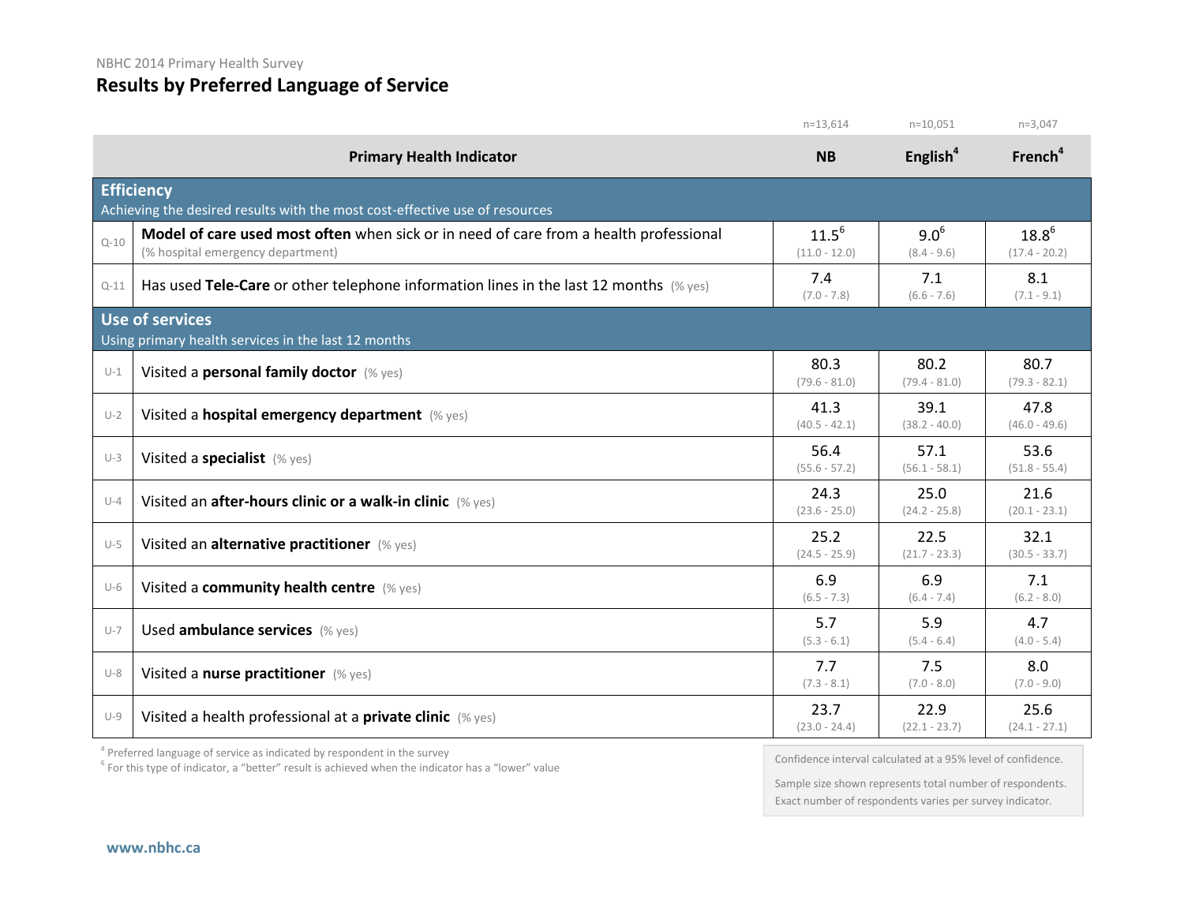NBHC 2014 Primary Health Survey

# Results by Preferred Language of Service

| | Primary Health Indicator | NB (n=13,614) | English[4] (n=10,051) | French[4] (n=3,047) |
|---|---|---|---|---|
| **Efficiency** | Achieving the desired results with the most cost-effective use of resources | | | |
| Q-10 | **Model of care used most often** when sick or in need of care from a health professional (% hospital emergency department) | 11.5[6] (11.0 - 12.0) | 9.0[6] (8.4 - 9.6) | 18.8[6] (17.4 - 20.2) |
| Q-11 | Has used **Tele-Care** or other telephone information lines in the last 12 months (% yes) | 7.4 (7.0 - 7.8) | 7.1 (6.6 - 7.6) | 8.1 (7.1 - 9.1) |
| **Use of services** | Using primary health services in the last 12 months | | | |
| U-1 | Visited a **personal family doctor** (% yes) | 80.3 (79.6 - 81.0) | 80.2 (79.4 - 81.0) | 80.7 (79.3 - 82.1) |
| U-2 | Visited a **hospital emergency department** (% yes) | 41.3 (40.5 - 42.1) | 39.1 (38.2 - 40.0) | 47.8 (46.0 - 49.6) |
| U-3 | Visited a **specialist** (% yes) | 56.4 (55.6 - 57.2) | 57.1 (56.1 - 58.1) | 53.6 (51.8 - 55.4) |
| U-4 | Visited an **after-hours clinic or a walk-in clinic** (% yes) | 24.3 (23.6 - 25.0) | 25.0 (24.2 - 25.8) | 21.6 (20.1 - 23.1) |
| U-5 | Visited an **alternative practitioner** (% yes) | 25.2 (24.5 - 25.9) | 22.5 (21.7 - 23.3) | 32.1 (30.5 - 33.7) |
| U-6 | Visited a **community health centre** (% yes) | 6.9 (6.5 - 7.3) | 6.9 (6.4 - 7.4) | 7.1 (6.2 - 8.0) |
| U-7 | Used **ambulance services** (% yes) | 5.7 (5.3 - 6.1) | 5.9 (5.4 - 6.4) | 4.7 (4.0 - 5.4) |
| U-8 | Visited a **nurse practitioner** (% yes) | 7.7 (7.3 - 8.1) | 7.5 (7.0 - 8.0) | 8.0 (7.0 - 9.0) |
| U-9 | Visited a health professional at a **private clinic** (% yes) | 23.7 (23.0 - 24.4) | 22.9 (22.1 - 23.7) | 25.6 (24.1 - 27.1) |

[4] Preferred language of service as indicated by respondent in the survey
[6] For this type of indicator, a "better" result is achieved when the indicator has a "lower" value

Confidence interval calculated at a 95% level of confidence.

Sample size shown represents total number of respondents. Exact number of respondents varies per survey indicator.

www.nbhc.ca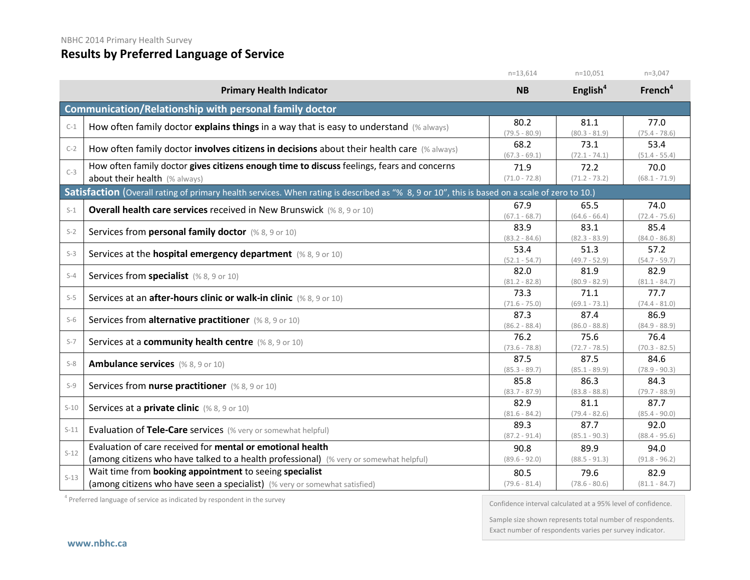NBHC 2014 Primary Health Survey

# Results by Preferred Language of Service

| | Primary Health Indicator | NB (n=13,614) | English[4] (n=10,051) | French[4] (n=3,047) |
|---|---|---|---|---|
| **Communication/Relationship with personal family doctor** | | | | |
| C-1 | How often family doctor **explains things** in a way that is easy to understand (% always) | 80.2 (79.5 - 80.9) | 81.1 (80.3 - 81.9) | 77.0 (75.4 - 78.6) |
| C-2 | How often family doctor **involves citizens in decisions** about their health care (% always) | 68.2 (67.3 - 69.1) | 73.1 (72.1 - 74.1) | 53.4 (51.4 - 55.4) |
| C-3 | How often family doctor **gives citizens enough time to discuss** feelings, fears and concerns about their health (% always) | 71.9 (71.0 - 72.8) | 72.2 (71.2 - 73.2) | 70.0 (68.1 - 71.9) |
| **Satisfaction** (Overall rating of primary health services. When rating is described as "% 8, 9 or 10", this is based on a scale of zero to 10.) | | | | |
| S-1 | **Overall health care services** received in New Brunswick (% 8, 9 or 10) | 67.9 (67.1 - 68.7) | 65.5 (64.6 - 66.4) | 74.0 (72.4 - 75.6) |
| S-2 | Services from **personal family doctor** (% 8, 9 or 10) | 83.9 (83.2 - 84.6) | 83.1 (82.3 - 83.9) | 85.4 (84.0 - 86.8) |
| S-3 | Services at the **hospital emergency department** (% 8, 9 or 10) | 53.4 (52.1 - 54.7) | 51.3 (49.7 - 52.9) | 57.2 (54.7 - 59.7) |
| S-4 | Services from **specialist** (% 8, 9 or 10) | 82.0 (81.2 - 82.8) | 81.9 (80.9 - 82.9) | 82.9 (81.1 - 84.7) |
| S-5 | Services at an **after-hours clinic or walk-in clinic** (% 8, 9 or 10) | 73.3 (71.6 - 75.0) | 71.1 (69.1 - 73.1) | 77.7 (74.4 - 81.0) |
| S-6 | Services from **alternative practitioner** (% 8, 9 or 10) | 87.3 (86.2 - 88.4) | 87.4 (86.0 - 88.8) | 86.9 (84.9 - 88.9) |
| S-7 | Services at a **community health centre** (% 8, 9 or 10) | 76.2 (73.6 - 78.8) | 75.6 (72.7 - 78.5) | 76.4 (70.3 - 82.5) |
| S-8 | **Ambulance services** (% 8, 9 or 10) | 87.5 (85.3 - 89.7) | 87.5 (85.1 - 89.9) | 84.6 (78.9 - 90.3) |
| S-9 | Services from **nurse practitioner** (% 8, 9 or 10) | 85.8 (83.7 - 87.9) | 86.3 (83.8 - 88.8) | 84.3 (79.7 - 88.9) |
| S-10 | Services at a **private clinic** (% 8, 9 or 10) | 82.9 (81.6 - 84.2) | 81.1 (79.4 - 82.6) | 87.7 (85.4 - 90.0) |
| S-11 | Evaluation of **Tele-Care** services (% very or somewhat helpful) | 89.3 (87.2 - 91.4) | 87.7 (85.1 - 90.3) | 92.0 (88.4 - 95.6) |
| S-12 | Evaluation of care received for **mental or emotional health** (among citizens who have talked to a health professional) (% very or somewhat helpful) | 90.8 (89.6 - 92.0) | 89.9 (88.5 - 91.3) | 94.0 (91.8 - 96.2) |
| S-13 | Wait time from **booking appointment** to seeing **specialist** (among citizens who have seen a specialist) (% very or somewhat satisfied) | 80.5 (79.6 - 81.4) | 79.6 (78.6 - 80.6) | 82.9 (81.1 - 84.7) |

[4] Preferred language of service as indicated by respondent in the survey

Confidence interval calculated at a 95% level of confidence.

Sample size shown represents total number of respondents. Exact number of respondents varies per survey indicator.

www.nbhc.ca